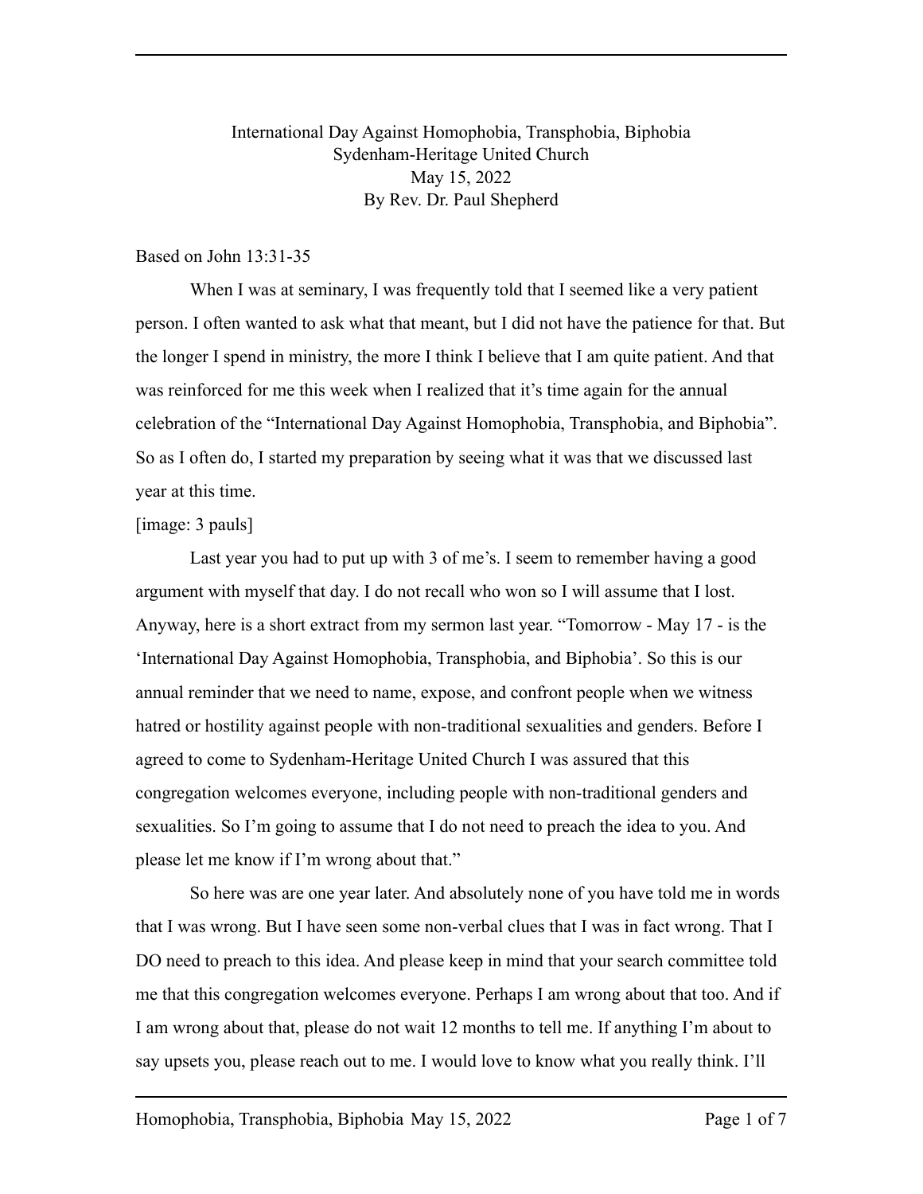International Day Against Homophobia, Transphobia, Biphobia
Sydenham-Heritage United Church
May 15, 2022
By Rev. Dr. Paul Shepherd

Based on John 13:31-35

When I was at seminary, I was frequently told that I seemed like a very patient person. I often wanted to ask what that meant, but I did not have the patience for that. But the longer I spend in ministry, the more I think I believe that I am quite patient. And that was reinforced for me this week when I realized that it's time again for the annual celebration of the "International Day Against Homophobia, Transphobia, and Biphobia". So as I often do, I started my preparation by seeing what it was that we discussed last year at this time.

[image: 3 pauls]

Last year you had to put up with 3 of me's. I seem to remember having a good argument with myself that day. I do not recall who won so I will assume that I lost. Anyway, here is a short extract from my sermon last year. "Tomorrow - May 17 - is the 'International Day Against Homophobia, Transphobia, and Biphobia'. So this is our annual reminder that we need to name, expose, and confront people when we witness hatred or hostility against people with non-traditional sexualities and genders. Before I agreed to come to Sydenham-Heritage United Church I was assured that this congregation welcomes everyone, including people with non-traditional genders and sexualities. So I'm going to assume that I do not need to preach the idea to you. And please let me know if I'm wrong about that."

So here was are one year later. And absolutely none of you have told me in words that I was wrong. But I have seen some non-verbal clues that I was in fact wrong. That I DO need to preach to this idea. And please keep in mind that your search committee told me that this congregation welcomes everyone. Perhaps I am wrong about that too. And if I am wrong about that, please do not wait 12 months to tell me. If anything I'm about to say upsets you, please reach out to me. I would love to know what you really think. I'll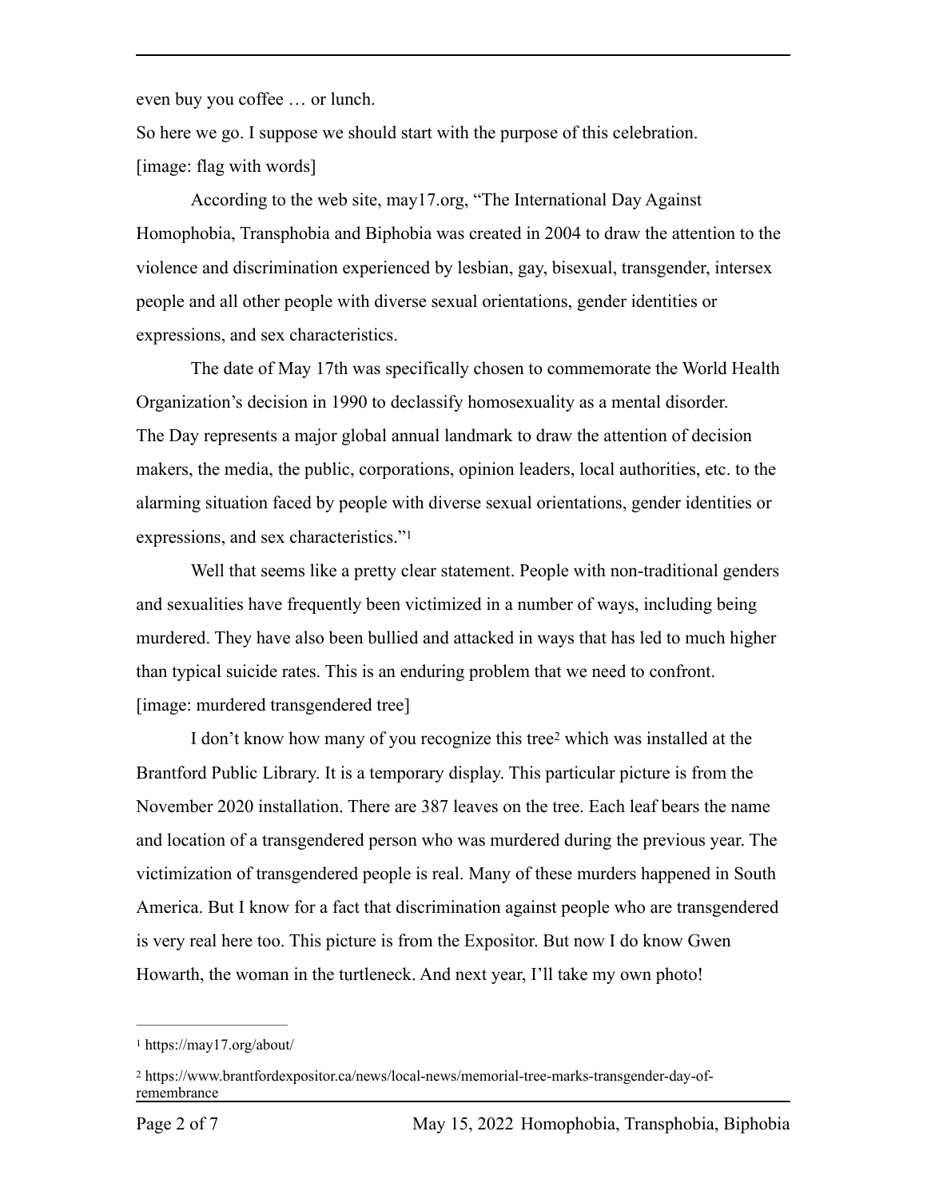even buy you coffee … or lunch.

So here we go. I suppose we should start with the purpose of this celebration.

[image: flag with words]

According to the web site, may17.org, "The International Day Against Homophobia, Transphobia and Biphobia was created in 2004 to draw the attention to the violence and discrimination experienced by lesbian, gay, bisexual, transgender, intersex people and all other people with diverse sexual orientations, gender identities or expressions, and sex characteristics.

The date of May 17th was specifically chosen to commemorate the World Health Organization's decision in 1990 to declassify homosexuality as a mental disorder. The Day represents a major global annual landmark to draw the attention of decision makers, the media, the public, corporations, opinion leaders, local authorities, etc. to the alarming situation faced by people with diverse sexual orientations, gender identities or expressions, and sex characteristics."[1]

Well that seems like a pretty clear statement. People with non-traditional genders and sexualities have frequently been victimized in a number of ways, including being murdered. They have also been bullied and attacked in ways that has led to much higher than typical suicide rates. This is an enduring problem that we need to confront.

[image: murdered transgendered tree]

I don't know how many of you recognize this tree[2] which was installed at the Brantford Public Library. It is a temporary display. This particular picture is from the November 2020 installation. There are 387 leaves on the tree. Each leaf bears the name and location of a transgendered person who was murdered during the previous year. The victimization of transgendered people is real. Many of these murders happened in South America. But I know for a fact that discrimination against people who are transgendered is very real here too. This picture is from the Expositor. But now I do know Gwen Howarth, the woman in the turtleneck. And next year, I'll take my own photo!

---

[1] https://may17.org/about/

[2] https://www.brantfordexpositor.ca/news/local-news/memorial-tree-marks-transgender-day-of-remembrance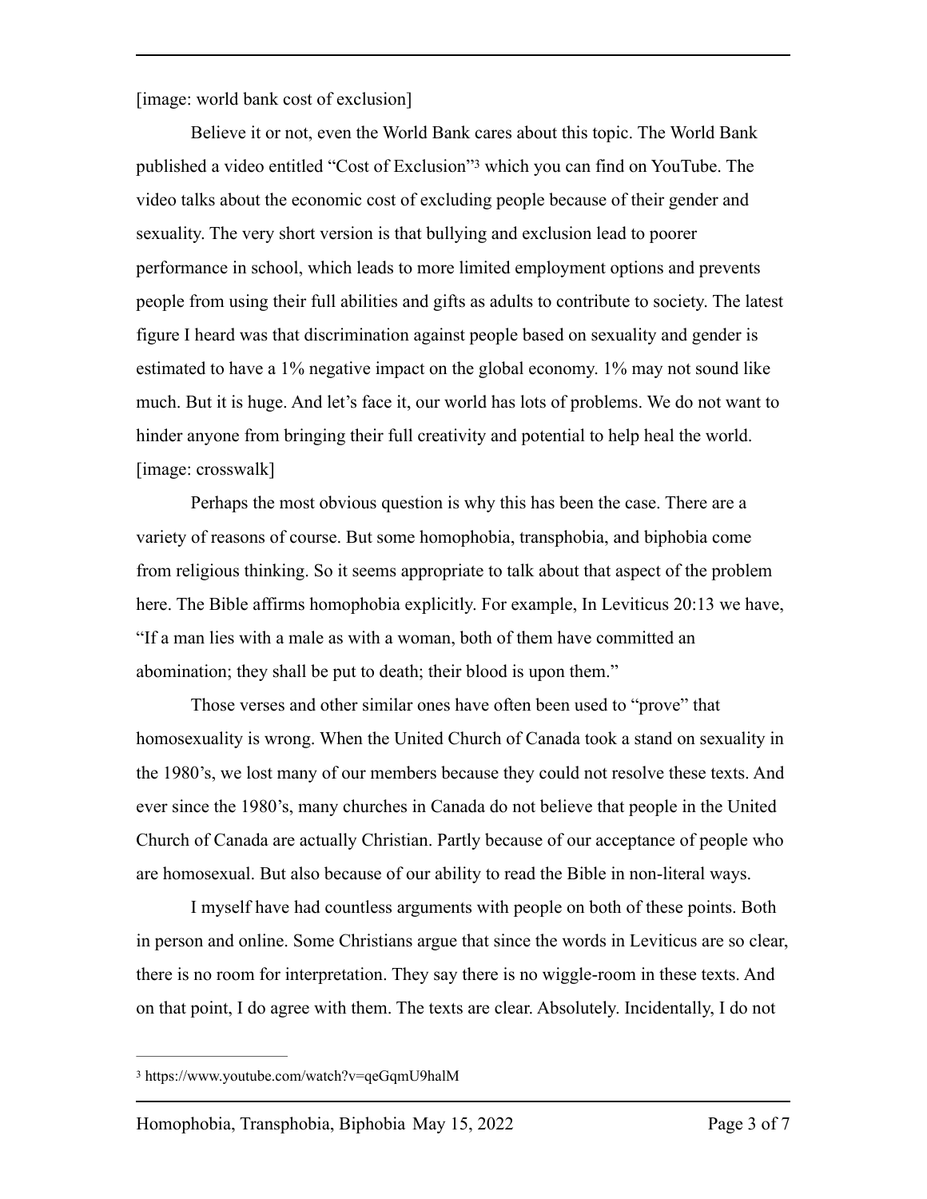[image: world bank cost of exclusion]

Believe it or not, even the World Bank cares about this topic. The World Bank published a video entitled "Cost of Exclusion"[3] which you can find on YouTube. The video talks about the economic cost of excluding people because of their gender and sexuality. The very short version is that bullying and exclusion lead to poorer performance in school, which leads to more limited employment options and prevents people from using their full abilities and gifts as adults to contribute to society. The latest figure I heard was that discrimination against people based on sexuality and gender is estimated to have a 1% negative impact on the global economy. 1% may not sound like much. But it is huge. And let's face it, our world has lots of problems. We do not want to hinder anyone from bringing their full creativity and potential to help heal the world.

[image: crosswalk]

Perhaps the most obvious question is why this has been the case. There are a variety of reasons of course. But some homophobia, transphobia, and biphobia come from religious thinking. So it seems appropriate to talk about that aspect of the problem here. The Bible affirms homophobia explicitly. For example, In Leviticus 20:13 we have, "If a man lies with a male as with a woman, both of them have committed an abomination; they shall be put to death; their blood is upon them."

Those verses and other similar ones have often been used to "prove" that homosexuality is wrong. When the United Church of Canada took a stand on sexuality in the 1980's, we lost many of our members because they could not resolve these texts. And ever since the 1980's, many churches in Canada do not believe that people in the United Church of Canada are actually Christian. Partly because of our acceptance of people who are homosexual. But also because of our ability to read the Bible in non-literal ways.

I myself have had countless arguments with people on both of these points. Both in person and online. Some Christians argue that since the words in Leviticus are so clear, there is no room for interpretation. They say there is no wiggle-room in these texts. And on that point, I do agree with them. The texts are clear. Absolutely. Incidentally, I do not

---

[3] https://www.youtube.com/watch?v=qeGqmU9halM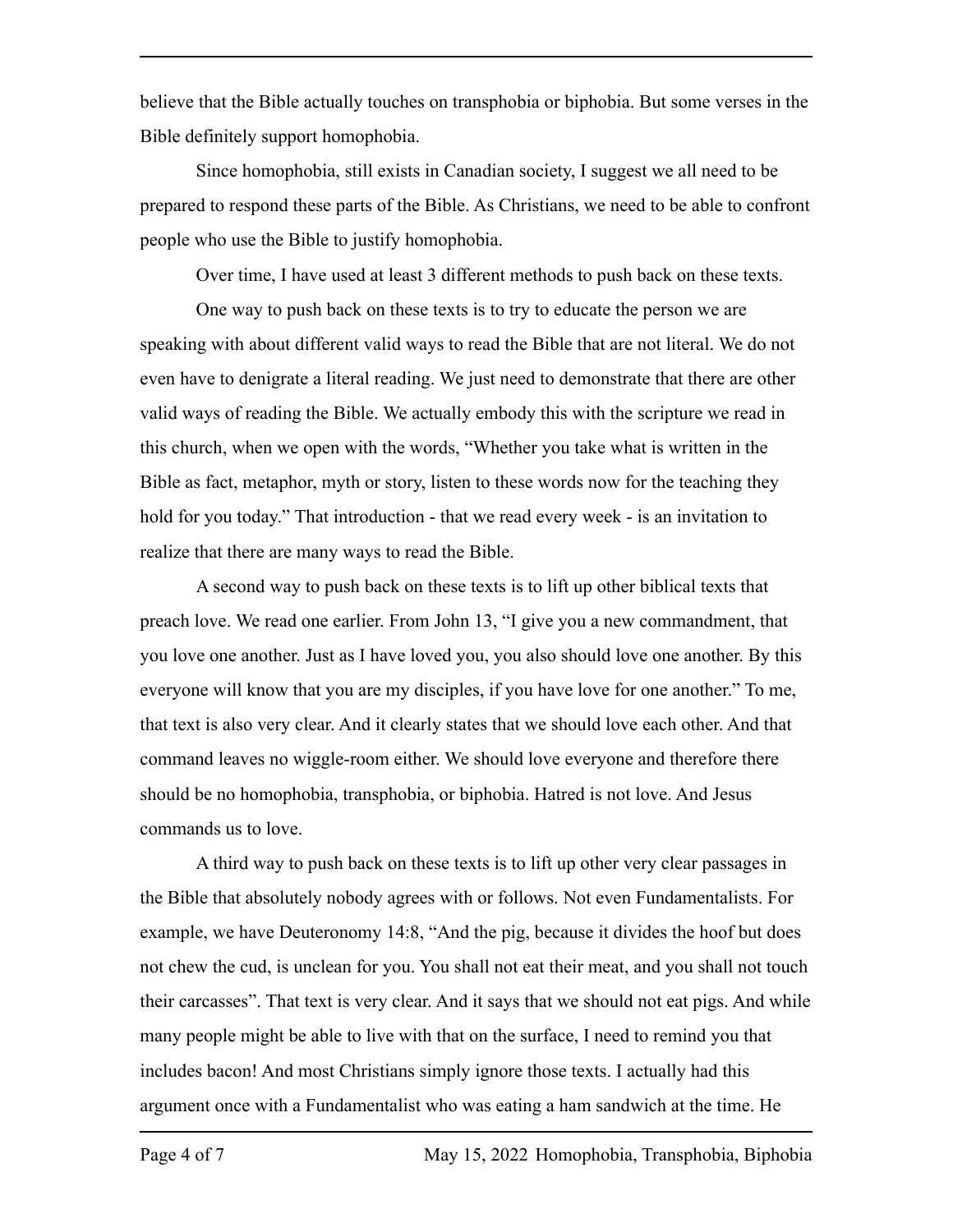believe that the Bible actually touches on transphobia or biphobia. But some verses in the Bible definitely support homophobia.

Since homophobia, still exists in Canadian society, I suggest we all need to be prepared to respond these parts of the Bible. As Christians, we need to be able to confront people who use the Bible to justify homophobia.

Over time, I have used at least 3 different methods to push back on these texts.

One way to push back on these texts is to try to educate the person we are speaking with about different valid ways to read the Bible that are not literal. We do not even have to denigrate a literal reading. We just need to demonstrate that there are other valid ways of reading the Bible. We actually embody this with the scripture we read in this church, when we open with the words, "Whether you take what is written in the Bible as fact, metaphor, myth or story, listen to these words now for the teaching they hold for you today." That introduction - that we read every week - is an invitation to realize that there are many ways to read the Bible.

A second way to push back on these texts is to lift up other biblical texts that preach love. We read one earlier. From John 13, "I give you a new commandment, that you love one another. Just as I have loved you, you also should love one another. By this everyone will know that you are my disciples, if you have love for one another." To me, that text is also very clear. And it clearly states that we should love each other. And that command leaves no wiggle-room either. We should love everyone and therefore there should be no homophobia, transphobia, or biphobia. Hatred is not love. And Jesus commands us to love.

A third way to push back on these texts is to lift up other very clear passages in the Bible that absolutely nobody agrees with or follows. Not even Fundamentalists. For example, we have Deuteronomy 14:8, "And the pig, because it divides the hoof but does not chew the cud, is unclean for you. You shall not eat their meat, and you shall not touch their carcasses". That text is very clear. And it says that we should not eat pigs. And while many people might be able to live with that on the surface, I need to remind you that includes bacon! And most Christians simply ignore those texts. I actually had this argument once with a Fundamentalist who was eating a ham sandwich at the time. He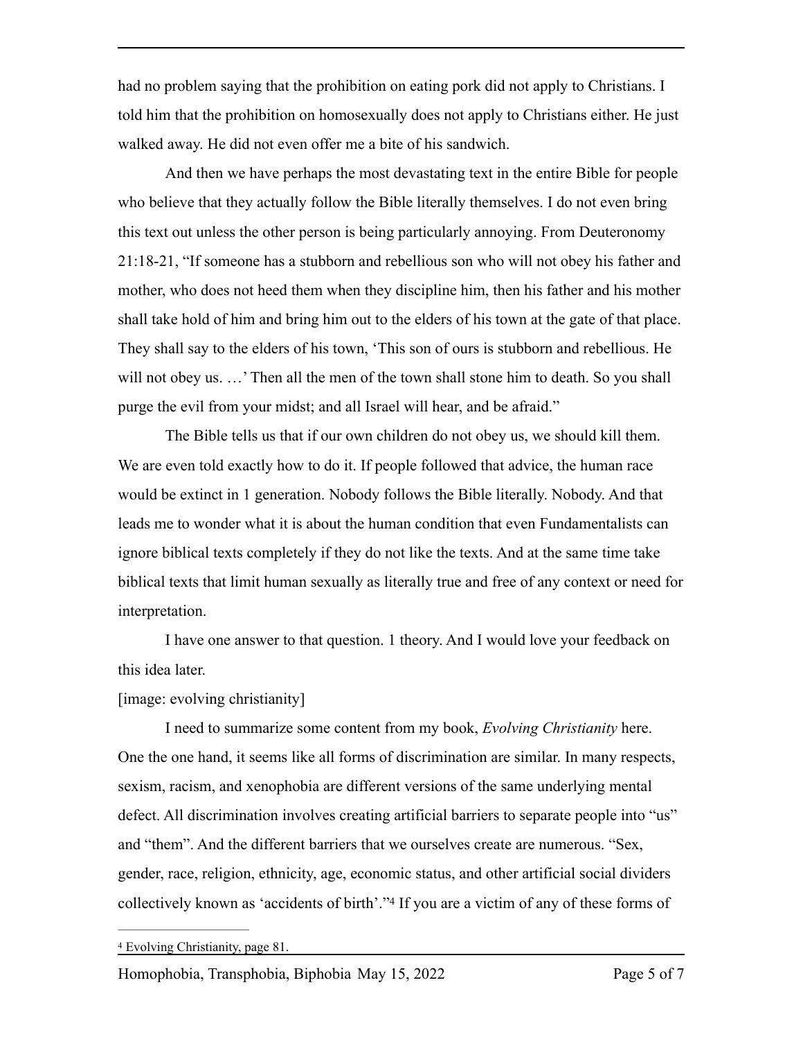had no problem saying that the prohibition on eating pork did not apply to Christians. I told him that the prohibition on homosexually does not apply to Christians either. He just walked away. He did not even offer me a bite of his sandwich.

And then we have perhaps the most devastating text in the entire Bible for people who believe that they actually follow the Bible literally themselves. I do not even bring this text out unless the other person is being particularly annoying. From Deuteronomy 21:18-21, "If someone has a stubborn and rebellious son who will not obey his father and mother, who does not heed them when they discipline him, then his father and his mother shall take hold of him and bring him out to the elders of his town at the gate of that place. They shall say to the elders of his town, 'This son of ours is stubborn and rebellious. He will not obey us. …' Then all the men of the town shall stone him to death. So you shall purge the evil from your midst; and all Israel will hear, and be afraid."

The Bible tells us that if our own children do not obey us, we should kill them. We are even told exactly how to do it. If people followed that advice, the human race would be extinct in 1 generation. Nobody follows the Bible literally. Nobody. And that leads me to wonder what it is about the human condition that even Fundamentalists can ignore biblical texts completely if they do not like the texts. And at the same time take biblical texts that limit human sexually as literally true and free of any context or need for interpretation.

I have one answer to that question. 1 theory. And I would love your feedback on this idea later.

[image: evolving christianity]

I need to summarize some content from my book, *Evolving Christianity* here. One the one hand, it seems like all forms of discrimination are similar. In many respects, sexism, racism, and xenophobia are different versions of the same underlying mental defect. All discrimination involves creating artificial barriers to separate people into "us" and "them". And the different barriers that we ourselves create are numerous. "Sex, gender, race, religion, ethnicity, age, economic status, and other artificial social dividers collectively known as 'accidents of birth'."[4] If you are a victim of any of these forms of

[4] Evolving Christianity, page 81.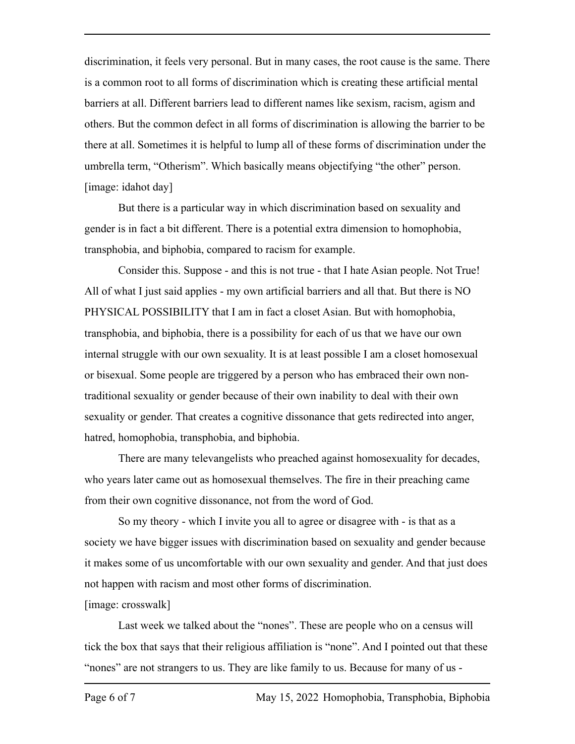discrimination, it feels very personal. But in many cases, the root cause is the same. There is a common root to all forms of discrimination which is creating these artificial mental barriers at all. Different barriers lead to different names like sexism, racism, agism and others. But the common defect in all forms of discrimination is allowing the barrier to be there at all. Sometimes it is helpful to lump all of these forms of discrimination under the umbrella term, "Otherism". Which basically means objectifying "the other" person.
[image: idahot day]

But there is a particular way in which discrimination based on sexuality and gender is in fact a bit different. There is a potential extra dimension to homophobia, transphobia, and biphobia, compared to racism for example.

Consider this. Suppose - and this is not true - that I hate Asian people. Not True! All of what I just said applies - my own artificial barriers and all that. But there is NO PHYSICAL POSSIBILITY that I am in fact a closet Asian. But with homophobia, transphobia, and biphobia, there is a possibility for each of us that we have our own internal struggle with our own sexuality. It is at least possible I am a closet homosexual or bisexual. Some people are triggered by a person who has embraced their own non-traditional sexuality or gender because of their own inability to deal with their own sexuality or gender. That creates a cognitive dissonance that gets redirected into anger, hatred, homophobia, transphobia, and biphobia.

There are many televangelists who preached against homosexuality for decades, who years later came out as homosexual themselves. The fire in their preaching came from their own cognitive dissonance, not from the word of God.

So my theory - which I invite you all to agree or disagree with - is that as a society we have bigger issues with discrimination based on sexuality and gender because it makes some of us uncomfortable with our own sexuality and gender. And that just does not happen with racism and most other forms of discrimination.
[image: crosswalk]

Last week we talked about the "nones". These are people who on a census will tick the box that says that their religious affiliation is "none". And I pointed out that these "nones" are not strangers to us. They are like family to us. Because for many of us -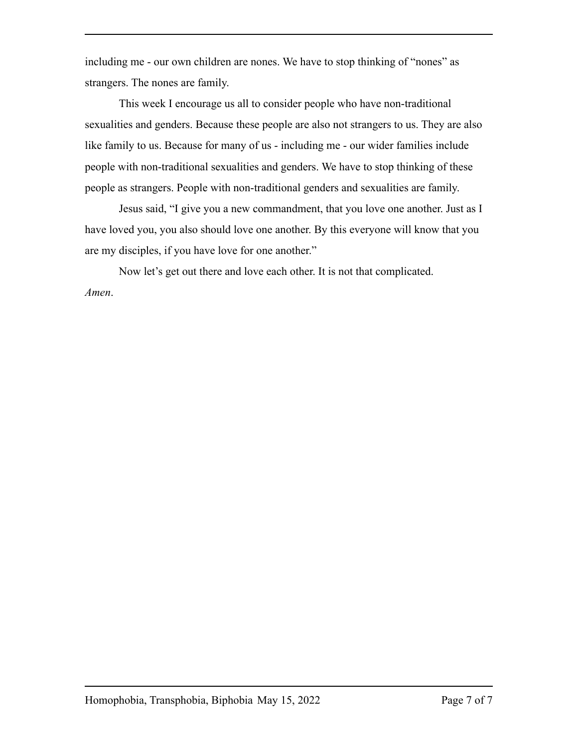including me - our own children are nones. We have to stop thinking of “nones” as strangers. The nones are family.

This week I encourage us all to consider people who have non-traditional sexualities and genders. Because these people are also not strangers to us. They are also like family to us. Because for many of us - including me - our wider families include people with non-traditional sexualities and genders. We have to stop thinking of these people as strangers. People with non-traditional genders and sexualities are family.

Jesus said, “I give you a new commandment, that you love one another. Just as I have loved you, you also should love one another. By this everyone will know that you are my disciples, if you have love for one another.”

Now let’s get out there and love each other. It is not that complicated.

*Amen*.